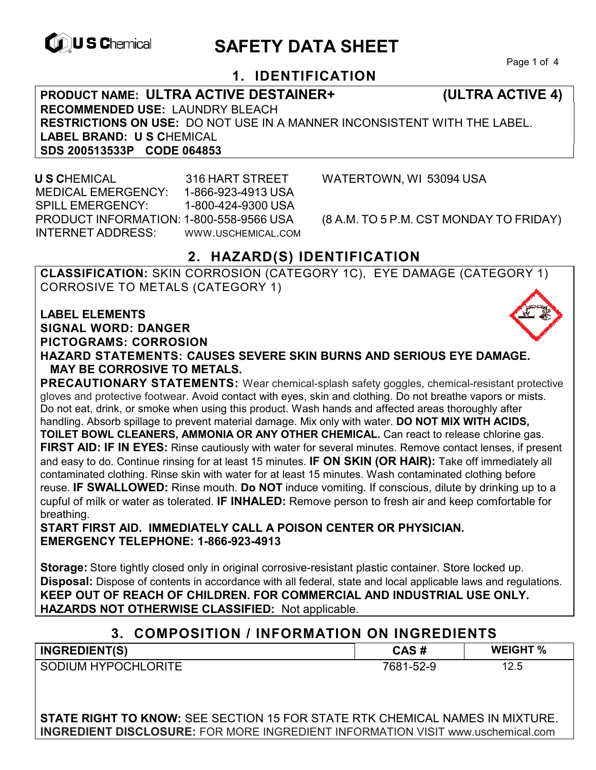# SAFETY DATA SHEET

## 1. IDENTIFICATION

**PRODUCT NAME: ULTRA ACTIVE DESTAINER+ (ULTRA ACTIVE 4)**
**RECOMMENDED USE:** LAUNDRY BLEACH
**RESTRICTIONS ON USE:** DO NOT USE IN A MANNER INCONSISTENT WITH THE LABEL.
**LABEL BRAND: U S C**HEMICAL
**SDS 200513533P CODE 064853**

**U S C**HEMICAL 316 HART STREET WATERTOWN, WI 53094 USA
MEDICAL EMERGENCY: 1-866-923-4913 USA
SPILL EMERGENCY: 1-800-424-9300 USA
PRODUCT INFORMATION: 1-800-558-9566 USA (8 A.M. TO 5 P.M. CST MONDAY TO FRIDAY)
INTERNET ADDRESS: WWW.USCHEMICAL.COM

## 2. HAZARD(S) IDENTIFICATION

**CLASSIFICATION:** SKIN CORROSION (CATEGORY 1C), EYE DAMAGE (CATEGORY 1) CORROSIVE TO METALS (CATEGORY 1)

**LABEL ELEMENTS**
**SIGNAL WORD: DANGER**
**PICTOGRAMS: CORROSION**
**HAZARD STATEMENTS: CAUSES SEVERE SKIN BURNS AND SERIOUS EYE DAMAGE. MAY BE CORROSIVE TO METALS.**

**PRECAUTIONARY STATEMENTS:** Wear chemical-splash safety goggles, chemical-resistant protective gloves and protective footwear. Avoid contact with eyes, skin and clothing. Do not breathe vapors or mists. Do not eat, drink, or smoke when using this product. Wash hands and affected areas thoroughly after handling. Absorb spillage to prevent material damage. Mix only with water. **DO NOT MIX WITH ACIDS, TOILET BOWL CLEANERS, AMMONIA OR ANY OTHER CHEMICAL.** Can react to release chlorine gas.
**FIRST AID: IF IN EYES:** Rinse cautiously with water for several minutes. Remove contact lenses, if present and easy to do. Continue rinsing for at least 15 minutes. **IF ON SKIN (OR HAIR):** Take off immediately all contaminated clothing. Rinse skin with water for at least 15 minutes. Wash contaminated clothing before reuse. **IF SWALLOWED:** Rinse mouth. **Do NOT** induce vomiting. If conscious, dilute by drinking up to a cupful of milk or water as tolerated. **IF INHALED:** Remove person to fresh air and keep comfortable for breathing.
**START FIRST AID. IMMEDIATELY CALL A POISON CENTER OR PHYSICIAN.**
**EMERGENCY TELEPHONE: 1-866-923-4913**

**Storage:** Store tightly closed only in original corrosive-resistant plastic container. Store locked up.
**Disposal:** Dispose of contents in accordance with all federal, state and local applicable laws and regulations.
**KEEP OUT OF REACH OF CHILDREN. FOR COMMERCIAL AND INDUSTRIAL USE ONLY.**
**HAZARDS NOT OTHERWISE CLASSIFIED:** Not applicable.

## 3. COMPOSITION / INFORMATION ON INGREDIENTS

| INGREDIENT(S) | CAS # | WEIGHT % |
|---|---|---|
| SODIUM HYPOCHLORITE | 7681-52-9 | 12.5 |

**STATE RIGHT TO KNOW:** SEE SECTION 15 FOR STATE RTK CHEMICAL NAMES IN MIXTURE.
**INGREDIENT DISCLOSURE:** FOR MORE INGREDIENT INFORMATION VISIT www.uschemical.com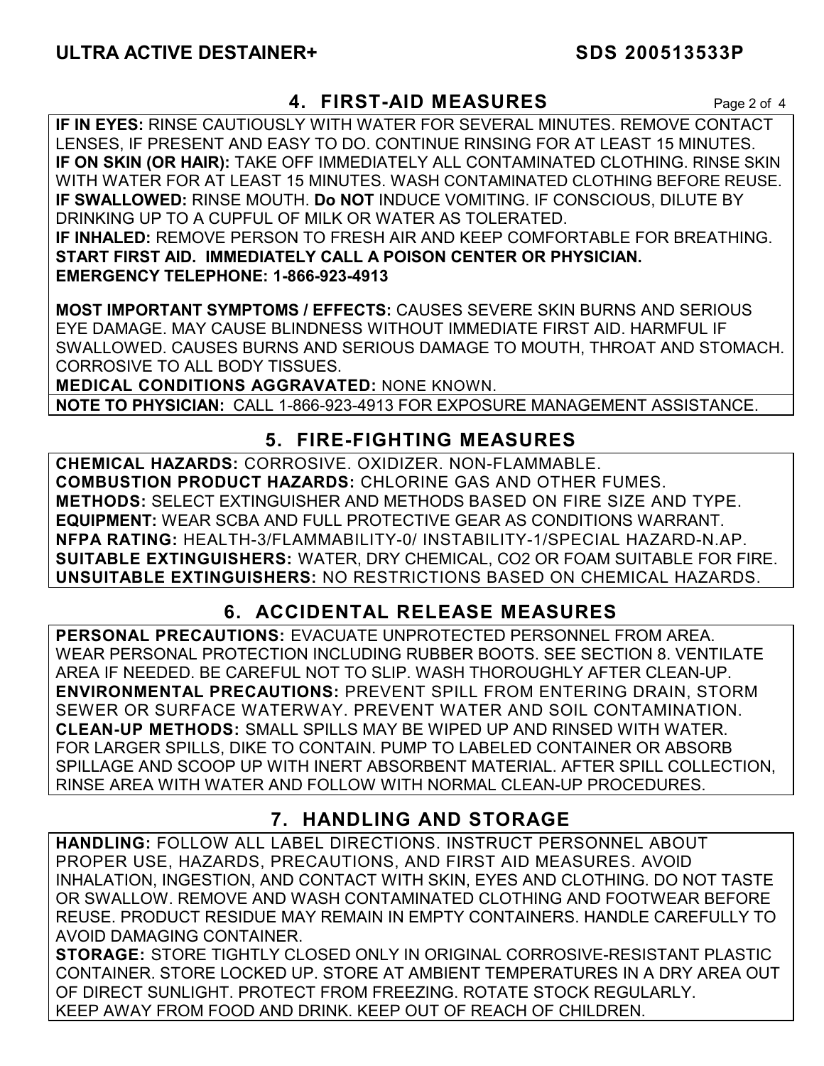## 4. FIRST-AID MEASURES

**IF IN EYES:** RINSE CAUTIOUSLY WITH WATER FOR SEVERAL MINUTES. REMOVE CONTACT LENSES, IF PRESENT AND EASY TO DO. CONTINUE RINSING FOR AT LEAST 15 MINUTES.
**IF ON SKIN (OR HAIR):** TAKE OFF IMMEDIATELY ALL CONTAMINATED CLOTHING. RINSE SKIN WITH WATER FOR AT LEAST 15 MINUTES. WASH CONTAMINATED CLOTHING BEFORE REUSE.
**IF SWALLOWED:** RINSE MOUTH. **Do NOT** INDUCE VOMITING. IF CONSCIOUS, DILUTE BY DRINKING UP TO A CUPFUL OF MILK OR WATER AS TOLERATED.
**IF INHALED:** REMOVE PERSON TO FRESH AIR AND KEEP COMFORTABLE FOR BREATHING.
**START FIRST AID. IMMEDIATELY CALL A POISON CENTER OR PHYSICIAN.**
**EMERGENCY TELEPHONE: 1-866-923-4913**

**MOST IMPORTANT SYMPTOMS / EFFECTS:** CAUSES SEVERE SKIN BURNS AND SERIOUS EYE DAMAGE. MAY CAUSE BLINDNESS WITHOUT IMMEDIATE FIRST AID. HARMFUL IF SWALLOWED. CAUSES BURNS AND SERIOUS DAMAGE TO MOUTH, THROAT AND STOMACH. CORROSIVE TO ALL BODY TISSUES.
**MEDICAL CONDITIONS AGGRAVATED:** NONE KNOWN.
**NOTE TO PHYSICIAN:** CALL 1-866-923-4913 FOR EXPOSURE MANAGEMENT ASSISTANCE.

## 5. FIRE-FIGHTING MEASURES

**CHEMICAL HAZARDS:** CORROSIVE. OXIDIZER. NON-FLAMMABLE.
**COMBUSTION PRODUCT HAZARDS:** CHLORINE GAS AND OTHER FUMES.
**METHODS:** SELECT EXTINGUISHER AND METHODS BASED ON FIRE SIZE AND TYPE.
**EQUIPMENT:** WEAR SCBA AND FULL PROTECTIVE GEAR AS CONDITIONS WARRANT.
**NFPA RATING:** HEALTH-3/FLAMMABILITY-0/ INSTABILITY-1/SPECIAL HAZARD-N.AP.
**SUITABLE EXTINGUISHERS:** WATER, DRY CHEMICAL, CO2 OR FOAM SUITABLE FOR FIRE.
**UNSUITABLE EXTINGUISHERS:** NO RESTRICTIONS BASED ON CHEMICAL HAZARDS.

## 6. ACCIDENTAL RELEASE MEASURES

**PERSONAL PRECAUTIONS:** EVACUATE UNPROTECTED PERSONNEL FROM AREA. WEAR PERSONAL PROTECTION INCLUDING RUBBER BOOTS. SEE SECTION 8. VENTILATE AREA IF NEEDED. BE CAREFUL NOT TO SLIP. WASH THOROUGHLY AFTER CLEAN-UP.
**ENVIRONMENTAL PRECAUTIONS:** PREVENT SPILL FROM ENTERING DRAIN, STORM SEWER OR SURFACE WATERWAY. PREVENT WATER AND SOIL CONTAMINATION.
**CLEAN-UP METHODS:** SMALL SPILLS MAY BE WIPED UP AND RINSED WITH WATER. FOR LARGER SPILLS, DIKE TO CONTAIN. PUMP TO LABELED CONTAINER OR ABSORB SPILLAGE AND SCOOP UP WITH INERT ABSORBENT MATERIAL. AFTER SPILL COLLECTION, RINSE AREA WITH WATER AND FOLLOW WITH NORMAL CLEAN-UP PROCEDURES.

## 7. HANDLING AND STORAGE

**HANDLING:** FOLLOW ALL LABEL DIRECTIONS. INSTRUCT PERSONNEL ABOUT PROPER USE, HAZARDS, PRECAUTIONS, AND FIRST AID MEASURES. AVOID INHALATION, INGESTION, AND CONTACT WITH SKIN, EYES AND CLOTHING. DO NOT TASTE OR SWALLOW. REMOVE AND WASH CONTAMINATED CLOTHING AND FOOTWEAR BEFORE REUSE. PRODUCT RESIDUE MAY REMAIN IN EMPTY CONTAINERS. HANDLE CAREFULLY TO AVOID DAMAGING CONTAINER.
**STORAGE:** STORE TIGHTLY CLOSED ONLY IN ORIGINAL CORROSIVE-RESISTANT PLASTIC CONTAINER. STORE LOCKED UP. STORE AT AMBIENT TEMPERATURES IN A DRY AREA OUT OF DIRECT SUNLIGHT. PROTECT FROM FREEZING. ROTATE STOCK REGULARLY. KEEP AWAY FROM FOOD AND DRINK. KEEP OUT OF REACH OF CHILDREN.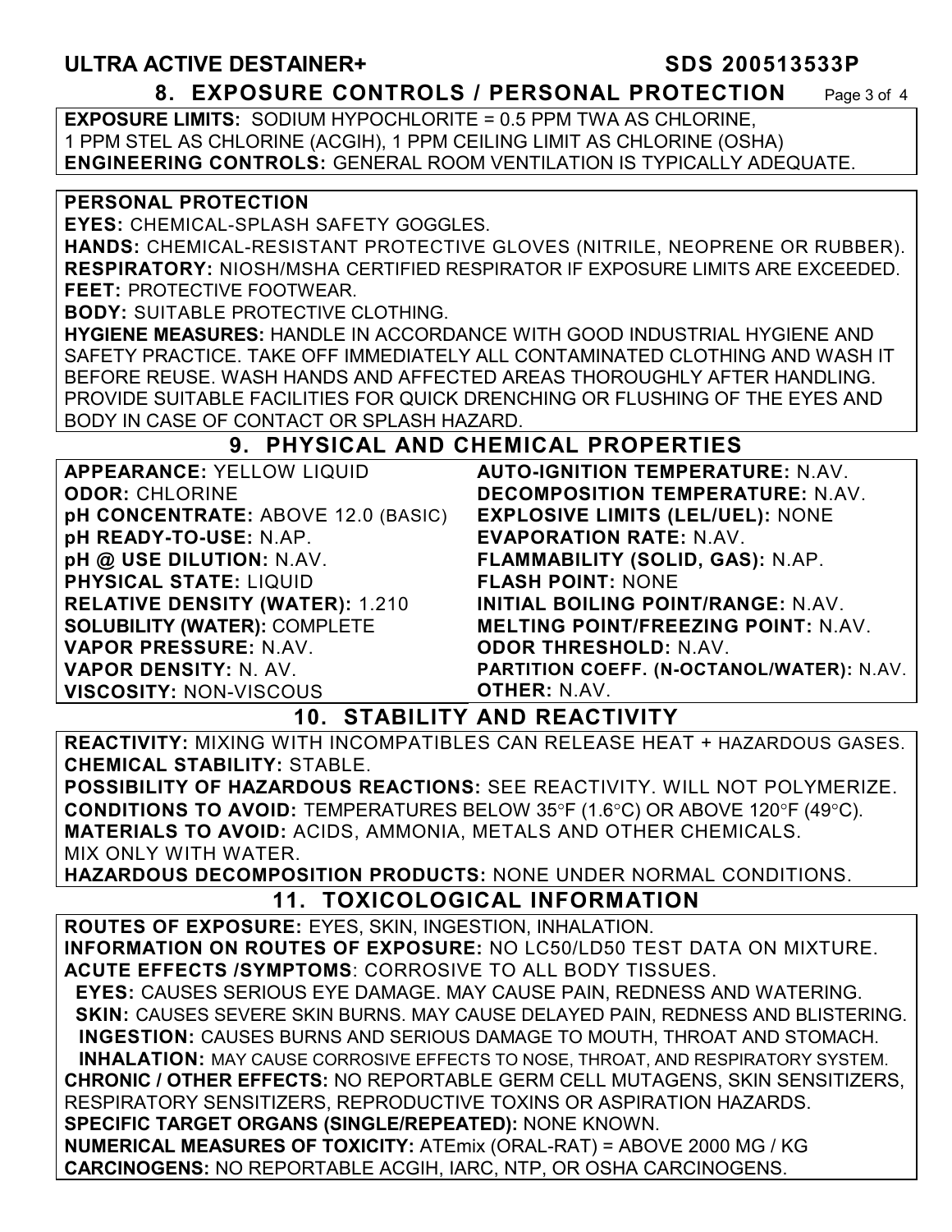## 8. EXPOSURE CONTROLS / PERSONAL PROTECTION

**EXPOSURE LIMITS:** SODIUM HYPOCHLORITE = 0.5 PPM TWA AS CHLORINE, 1 PPM STEL AS CHLORINE (ACGIH), 1 PPM CEILING LIMIT AS CHLORINE (OSHA)
**ENGINEERING CONTROLS:** GENERAL ROOM VENTILATION IS TYPICALLY ADEQUATE.

**PERSONAL PROTECTION**
**EYES:** CHEMICAL-SPLASH SAFETY GOGGLES.
**HANDS:** CHEMICAL-RESISTANT PROTECTIVE GLOVES (NITRILE, NEOPRENE OR RUBBER).
**RESPIRATORY:** NIOSH/MSHA CERTIFIED RESPIRATOR IF EXPOSURE LIMITS ARE EXCEEDED.
**FEET:** PROTECTIVE FOOTWEAR.
**BODY:** SUITABLE PROTECTIVE CLOTHING.
**HYGIENE MEASURES:** HANDLE IN ACCORDANCE WITH GOOD INDUSTRIAL HYGIENE AND SAFETY PRACTICE. TAKE OFF IMMEDIATELY ALL CONTAMINATED CLOTHING AND WASH IT BEFORE REUSE. WASH HANDS AND AFFECTED AREAS THOROUGHLY AFTER HANDLING. PROVIDE SUITABLE FACILITIES FOR QUICK DRENCHING OR FLUSHING OF THE EYES AND BODY IN CASE OF CONTACT OR SPLASH HAZARD.

## 9. PHYSICAL AND CHEMICAL PROPERTIES

**APPEARANCE:** YELLOW LIQUID
**ODOR:** CHLORINE
**pH CONCENTRATE:** ABOVE 12.0 (BASIC)
**pH READY-TO-USE:** N.AP.
**pH @ USE DILUTION:** N.AV.
**PHYSICAL STATE:** LIQUID
**RELATIVE DENSITY (WATER):** 1.210
**SOLUBILITY (WATER):** COMPLETE
**VAPOR PRESSURE:** N.AV.
**VAPOR DENSITY:** N. AV.
**VISCOSITY:** NON-VISCOUS
**AUTO-IGNITION TEMPERATURE:** N.AV.
**DECOMPOSITION TEMPERATURE:** N.AV.
**EXPLOSIVE LIMITS (LEL/UEL):** NONE
**EVAPORATION RATE:** N.AV.
**FLAMMABILITY (SOLID, GAS):** N.AP.
**FLASH POINT:** NONE
**INITIAL BOILING POINT/RANGE:** N.AV.
**MELTING POINT/FREEZING POINT:** N.AV.
**ODOR THRESHOLD:** N.AV.
**PARTITION COEFF. (N-OCTANOL/WATER):** N.AV.
**OTHER:** N.AV.

## 10. STABILITY AND REACTIVITY

**REACTIVITY:** MIXING WITH INCOMPATIBLES CAN RELEASE HEAT + HAZARDOUS GASES.
**CHEMICAL STABILITY:** STABLE.
**POSSIBILITY OF HAZARDOUS REACTIONS:** SEE REACTIVITY. WILL NOT POLYMERIZE.
**CONDITIONS TO AVOID:** TEMPERATURES BELOW 35°F (1.6°C) OR ABOVE 120°F (49°C).
**MATERIALS TO AVOID:** ACIDS, AMMONIA, METALS AND OTHER CHEMICALS. MIX ONLY WITH WATER.
**HAZARDOUS DECOMPOSITION PRODUCTS:** NONE UNDER NORMAL CONDITIONS.

## 11. TOXICOLOGICAL INFORMATION

**ROUTES OF EXPOSURE:** EYES, SKIN, INGESTION, INHALATION.
**INFORMATION ON ROUTES OF EXPOSURE:** NO LC50/LD50 TEST DATA ON MIXTURE.
**ACUTE EFFECTS /SYMPTOMS**: CORROSIVE TO ALL BODY TISSUES.
**EYES:** CAUSES SERIOUS EYE DAMAGE. MAY CAUSE PAIN, REDNESS AND WATERING.
**SKIN:** CAUSES SEVERE SKIN BURNS. MAY CAUSE DELAYED PAIN, REDNESS AND BLISTERING.
**INGESTION:** CAUSES BURNS AND SERIOUS DAMAGE TO MOUTH, THROAT AND STOMACH.
**INHALATION:** MAY CAUSE CORROSIVE EFFECTS TO NOSE, THROAT, AND RESPIRATORY SYSTEM.
**CHRONIC / OTHER EFFECTS:** NO REPORTABLE GERM CELL MUTAGENS, SKIN SENSITIZERS, RESPIRATORY SENSITIZERS, REPRODUCTIVE TOXINS OR ASPIRATION HAZARDS.
**SPECIFIC TARGET ORGANS (SINGLE/REPEATED):** NONE KNOWN.
**NUMERICAL MEASURES OF TOXICITY:** ATEmix (ORAL-RAT) = ABOVE 2000 MG / KG
**CARCINOGENS:** NO REPORTABLE ACGIH, IARC, NTP, OR OSHA CARCINOGENS.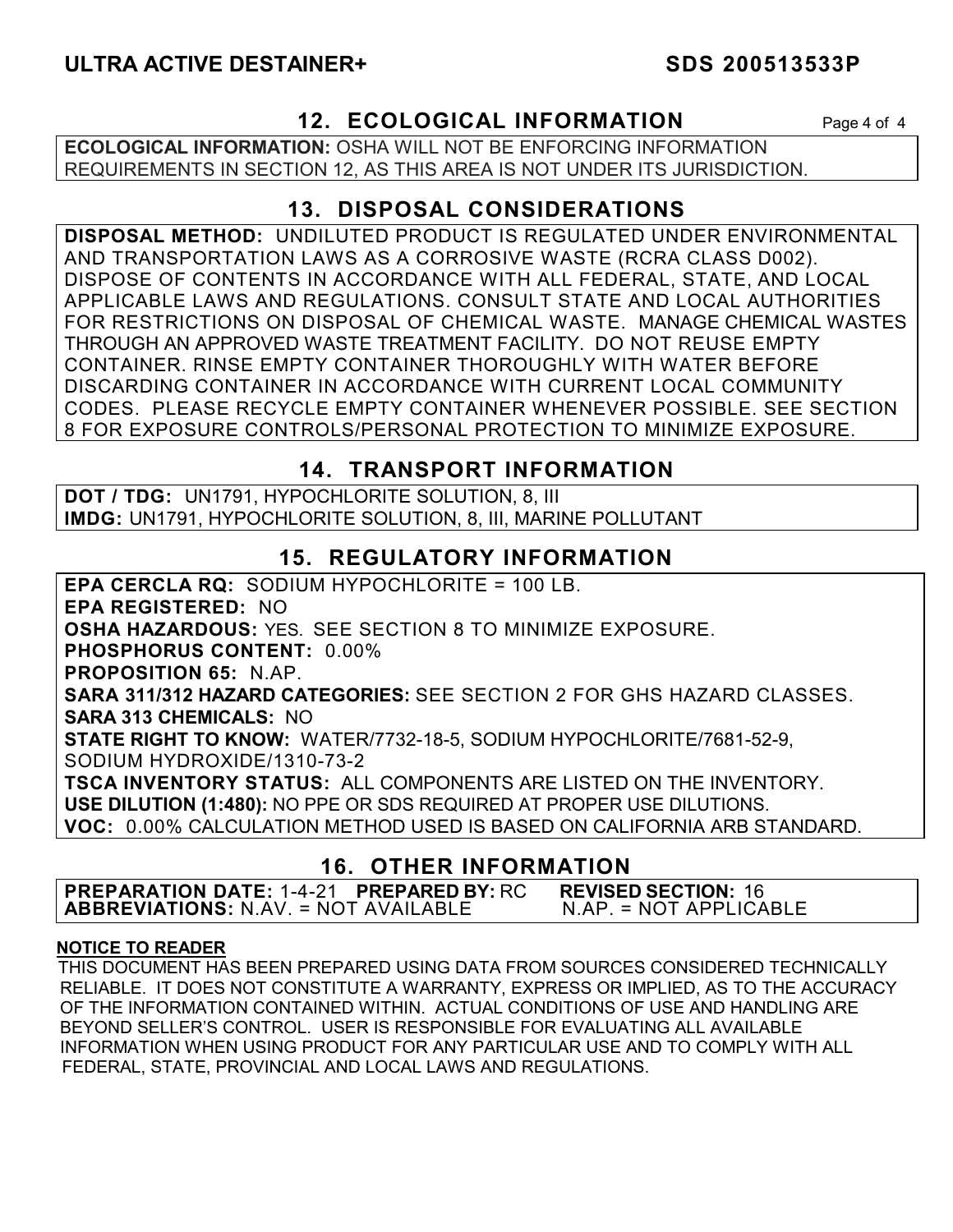## 12. ECOLOGICAL INFORMATION

**ECOLOGICAL INFORMATION:** OSHA WILL NOT BE ENFORCING INFORMATION REQUIREMENTS IN SECTION 12, AS THIS AREA IS NOT UNDER ITS JURISDICTION.

## 13. DISPOSAL CONSIDERATIONS

**DISPOSAL METHOD:** UNDILUTED PRODUCT IS REGULATED UNDER ENVIRONMENTAL AND TRANSPORTATION LAWS AS A CORROSIVE WASTE (RCRA CLASS D002). DISPOSE OF CONTENTS IN ACCORDANCE WITH ALL FEDERAL, STATE, AND LOCAL APPLICABLE LAWS AND REGULATIONS. CONSULT STATE AND LOCAL AUTHORITIES FOR RESTRICTIONS ON DISPOSAL OF CHEMICAL WASTE. MANAGE CHEMICAL WASTES THROUGH AN APPROVED WASTE TREATMENT FACILITY. DO NOT REUSE EMPTY CONTAINER. RINSE EMPTY CONTAINER THOROUGHLY WITH WATER BEFORE DISCARDING CONTAINER IN ACCORDANCE WITH CURRENT LOCAL COMMUNITY CODES. PLEASE RECYCLE EMPTY CONTAINER WHENEVER POSSIBLE. SEE SECTION 8 FOR EXPOSURE CONTROLS/PERSONAL PROTECTION TO MINIMIZE EXPOSURE.

## 14. TRANSPORT INFORMATION

**DOT / TDG:** UN1791, HYPOCHLORITE SOLUTION, 8, III
**IMDG:** UN1791, HYPOCHLORITE SOLUTION, 8, III, MARINE POLLUTANT

## 15. REGULATORY INFORMATION

**EPA CERCLA RQ:** SODIUM HYPOCHLORITE = 100 LB.
**EPA REGISTERED:** NO
**OSHA HAZARDOUS:** YES. SEE SECTION 8 TO MINIMIZE EXPOSURE.
**PHOSPHORUS CONTENT:** 0.00%
**PROPOSITION 65:** N.AP.
**SARA 311/312 HAZARD CATEGORIES:** SEE SECTION 2 FOR GHS HAZARD CLASSES.
**SARA 313 CHEMICALS:** NO
**STATE RIGHT TO KNOW:** WATER/7732-18-5, SODIUM HYPOCHLORITE/7681-52-9, SODIUM HYDROXIDE/1310-73-2
**TSCA INVENTORY STATUS:** ALL COMPONENTS ARE LISTED ON THE INVENTORY.
**USE DILUTION (1:480):** NO PPE OR SDS REQUIRED AT PROPER USE DILUTIONS.
**VOC:** 0.00% CALCULATION METHOD USED IS BASED ON CALIFORNIA ARB STANDARD.

## 16. OTHER INFORMATION

**PREPARATION DATE:** 1-4-21 **PREPARED BY:** RC **REVISED SECTION:** 16
**ABBREVIATIONS:** N.AV. = NOT AVAILABLE N.AP. = NOT APPLICABLE

**NOTICE TO READER**

THIS DOCUMENT HAS BEEN PREPARED USING DATA FROM SOURCES CONSIDERED TECHNICALLY RELIABLE. IT DOES NOT CONSTITUTE A WARRANTY, EXPRESS OR IMPLIED, AS TO THE ACCURACY OF THE INFORMATION CONTAINED WITHIN. ACTUAL CONDITIONS OF USE AND HANDLING ARE BEYOND SELLER'S CONTROL. USER IS RESPONSIBLE FOR EVALUATING ALL AVAILABLE INFORMATION WHEN USING PRODUCT FOR ANY PARTICULAR USE AND TO COMPLY WITH ALL FEDERAL, STATE, PROVINCIAL AND LOCAL LAWS AND REGULATIONS.